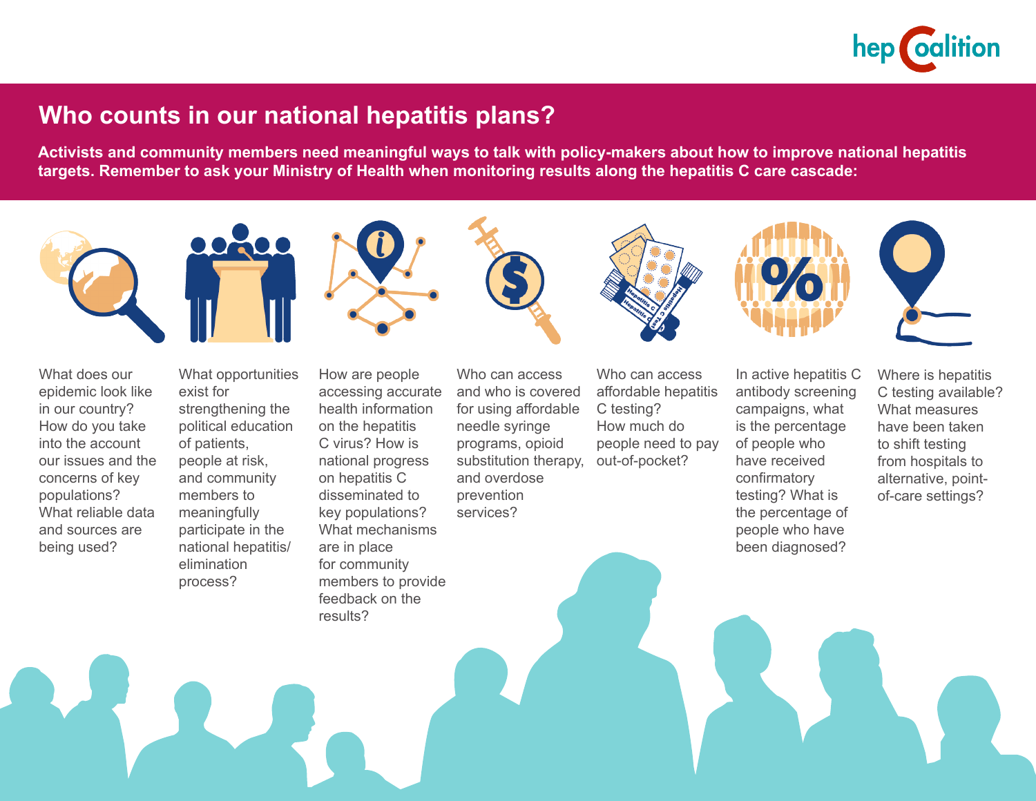hep Coalition

# Who counts in our national hepatitis plans?

**Activists and community members need meaningful ways to talk with policy-makers about how to improve national hepatitis targets. Remember to ask your Ministry of Health when monitoring results along the hepatitis C care cascade:**

- What does our epidemic look like in our country? How do you take into the account our issues and the concerns of key populations? What reliable data and sources are being used?
- What opportunities exist for strengthening the political education of patients, people at risk, and community members to meaningfully participate in the national hepatitis/ elimination process?
- How are people accessing accurate health information on the hepatitis C virus? How is national progress on hepatitis C disseminated to key populations? What mechanisms are in place for community members to provide feedback on the results?
- Who can access and who is covered for using affordable needle syringe programs, opioid substitution therapy, and overdose prevention services?
- Who can access affordable hepatitis C testing? How much do people need to pay out-of-pocket?
- In active hepatitis C antibody screening campaigns, what is the percentage of people who have received confirmatory testing? What is the percentage of people who have been diagnosed?
- Where is hepatitis C testing available? What measures have been taken to shift testing from hospitals to alternative, point-of-care settings?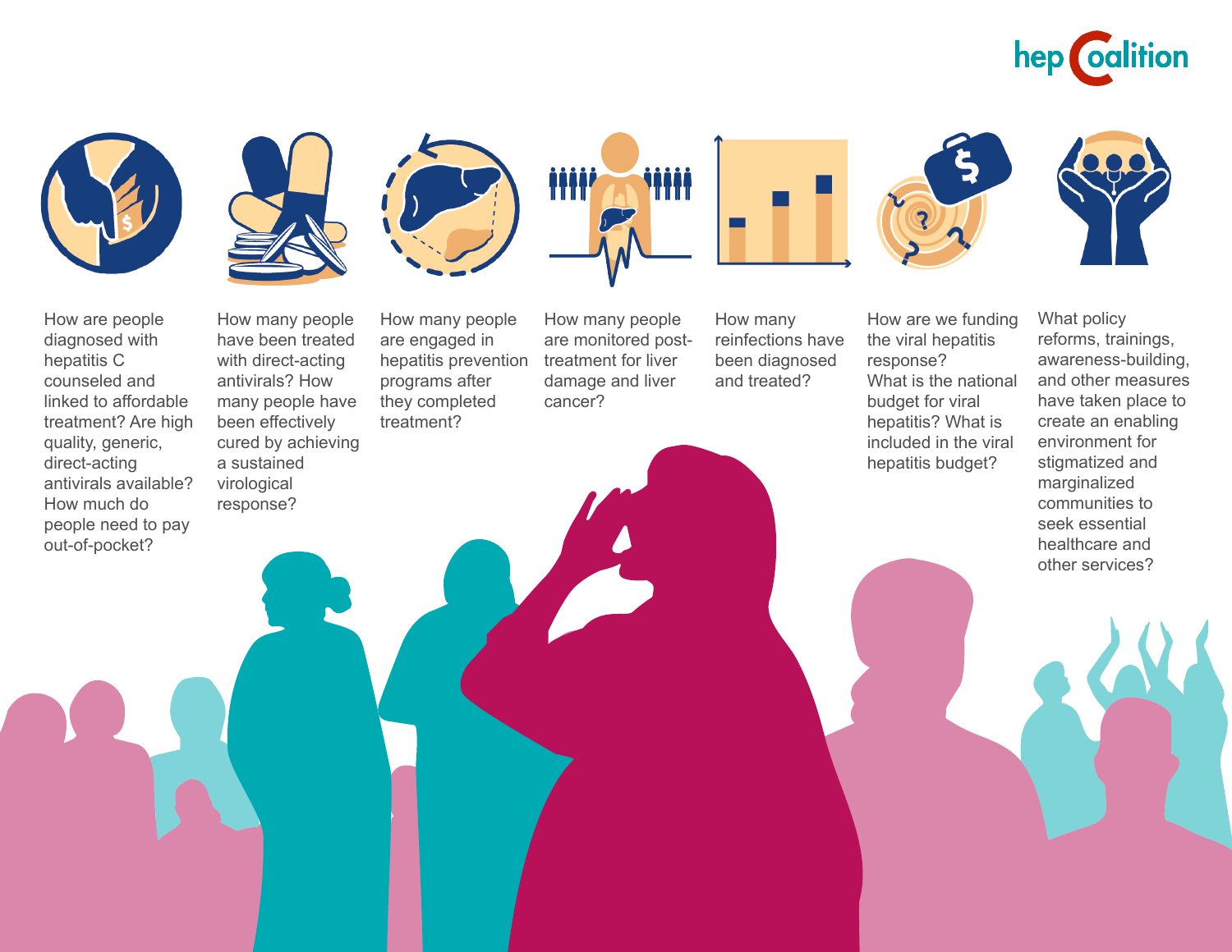hep Coalition

How are people diagnosed with hepatitis C counseled and linked to affordable treatment? Are high quality, generic, direct-acting antivirals available? How much do people need to pay out-of-pocket?

How many people have been treated with direct-acting antivirals? How many people have been effectively cured by achieving a sustained virological response?

How many people are engaged in hepatitis prevention programs after they completed treatment?

How many people are monitored post-treatment for liver damage and liver cancer?

How many reinfections have been diagnosed and treated?

How are we funding the viral hepatitis response? What is the national budget for viral hepatitis? What is included in the viral hepatitis budget?

What policy reforms, trainings, awareness-building, and other measures have taken place to create an enabling environment for stigmatized and marginalized communities to seek essential healthcare and other services?